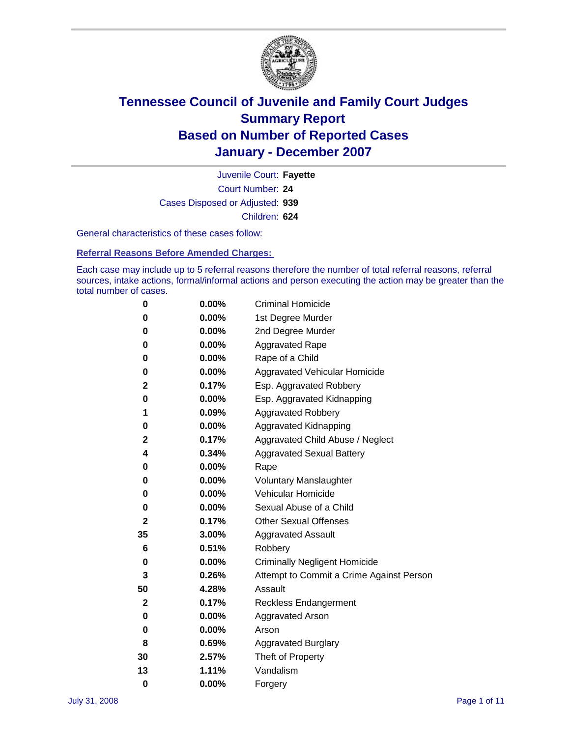# Tennessee Council of Juvenile and Family Court Judges
## Summary Report
## Based on Number of Reported Cases
## January - December 2007

Juvenile Court: **Fayette**

Court Number: **24**

Cases Disposed or Adjusted: **939**

Children: **624**

General characteristics of these cases follow:

### Referral Reasons Before Amended Charges:

Each case may include up to 5 referral reasons therefore the number of total referral reasons, referral sources, intake actions, formal/informal actions and person executing the action may be greater than the total number of cases.

| Count | Percent | Referral Reason |
|---|---|---|
| 0 | 0.00% | Criminal Homicide |
| 0 | 0.00% | 1st Degree Murder |
| 0 | 0.00% | 2nd Degree Murder |
| 0 | 0.00% | Aggravated Rape |
| 0 | 0.00% | Rape of a Child |
| 0 | 0.00% | Aggravated Vehicular Homicide |
| 2 | 0.17% | Esp. Aggravated Robbery |
| 0 | 0.00% | Esp. Aggravated Kidnapping |
| 1 | 0.09% | Aggravated Robbery |
| 0 | 0.00% | Aggravated Kidnapping |
| 2 | 0.17% | Aggravated Child Abuse / Neglect |
| 4 | 0.34% | Aggravated Sexual Battery |
| 0 | 0.00% | Rape |
| 0 | 0.00% | Voluntary Manslaughter |
| 0 | 0.00% | Vehicular Homicide |
| 0 | 0.00% | Sexual Abuse of a Child |
| 2 | 0.17% | Other Sexual Offenses |
| 35 | 3.00% | Aggravated Assault |
| 6 | 0.51% | Robbery |
| 0 | 0.00% | Criminally Negligent Homicide |
| 3 | 0.26% | Attempt to Commit a Crime Against Person |
| 50 | 4.28% | Assault |
| 2 | 0.17% | Reckless Endangerment |
| 0 | 0.00% | Aggravated Arson |
| 0 | 0.00% | Arson |
| 8 | 0.69% | Aggravated Burglary |
| 30 | 2.57% | Theft of Property |
| 13 | 1.11% | Vandalism |
| 0 | 0.00% | Forgery |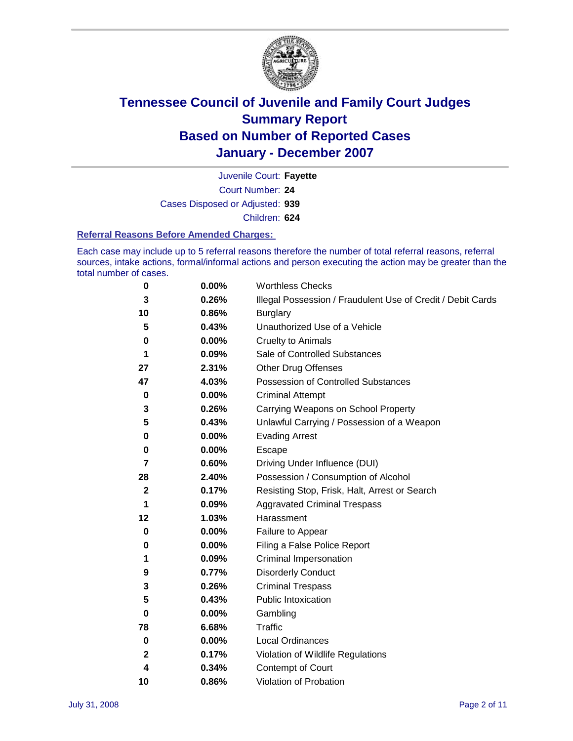# Tennessee Council of Juvenile and Family Court Judges
# Summary Report
# Based on Number of Reported Cases
# January - December 2007

Juvenile Court: **Fayette**

Court Number: **24**

Cases Disposed or Adjusted: **939**

Children: **624**

### Referral Reasons Before Amended Charges:

Each case may include up to 5 referral reasons therefore the number of total referral reasons, referral sources, intake actions, formal/informal actions and person executing the action may be greater than the total number of cases.

| Count | Percent | Referral Reason |
|---|---|---|
| 0 | 0.00% | Worthless Checks |
| 3 | 0.26% | Illegal Possession / Fraudulent Use of Credit / Debit Cards |
| 10 | 0.86% | Burglary |
| 5 | 0.43% | Unauthorized Use of a Vehicle |
| 0 | 0.00% | Cruelty to Animals |
| 1 | 0.09% | Sale of Controlled Substances |
| 27 | 2.31% | Other Drug Offenses |
| 47 | 4.03% | Possession of Controlled Substances |
| 0 | 0.00% | Criminal Attempt |
| 3 | 0.26% | Carrying Weapons on School Property |
| 5 | 0.43% | Unlawful Carrying / Possession of a Weapon |
| 0 | 0.00% | Evading Arrest |
| 0 | 0.00% | Escape |
| 7 | 0.60% | Driving Under Influence (DUI) |
| 28 | 2.40% | Possession / Consumption of Alcohol |
| 2 | 0.17% | Resisting Stop, Frisk, Halt, Arrest or Search |
| 1 | 0.09% | Aggravated Criminal Trespass |
| 12 | 1.03% | Harassment |
| 0 | 0.00% | Failure to Appear |
| 0 | 0.00% | Filing a False Police Report |
| 1 | 0.09% | Criminal Impersonation |
| 9 | 0.77% | Disorderly Conduct |
| 3 | 0.26% | Criminal Trespass |
| 5 | 0.43% | Public Intoxication |
| 0 | 0.00% | Gambling |
| 78 | 6.68% | Traffic |
| 0 | 0.00% | Local Ordinances |
| 2 | 0.17% | Violation of Wildlife Regulations |
| 4 | 0.34% | Contempt of Court |
| 10 | 0.86% | Violation of Probation |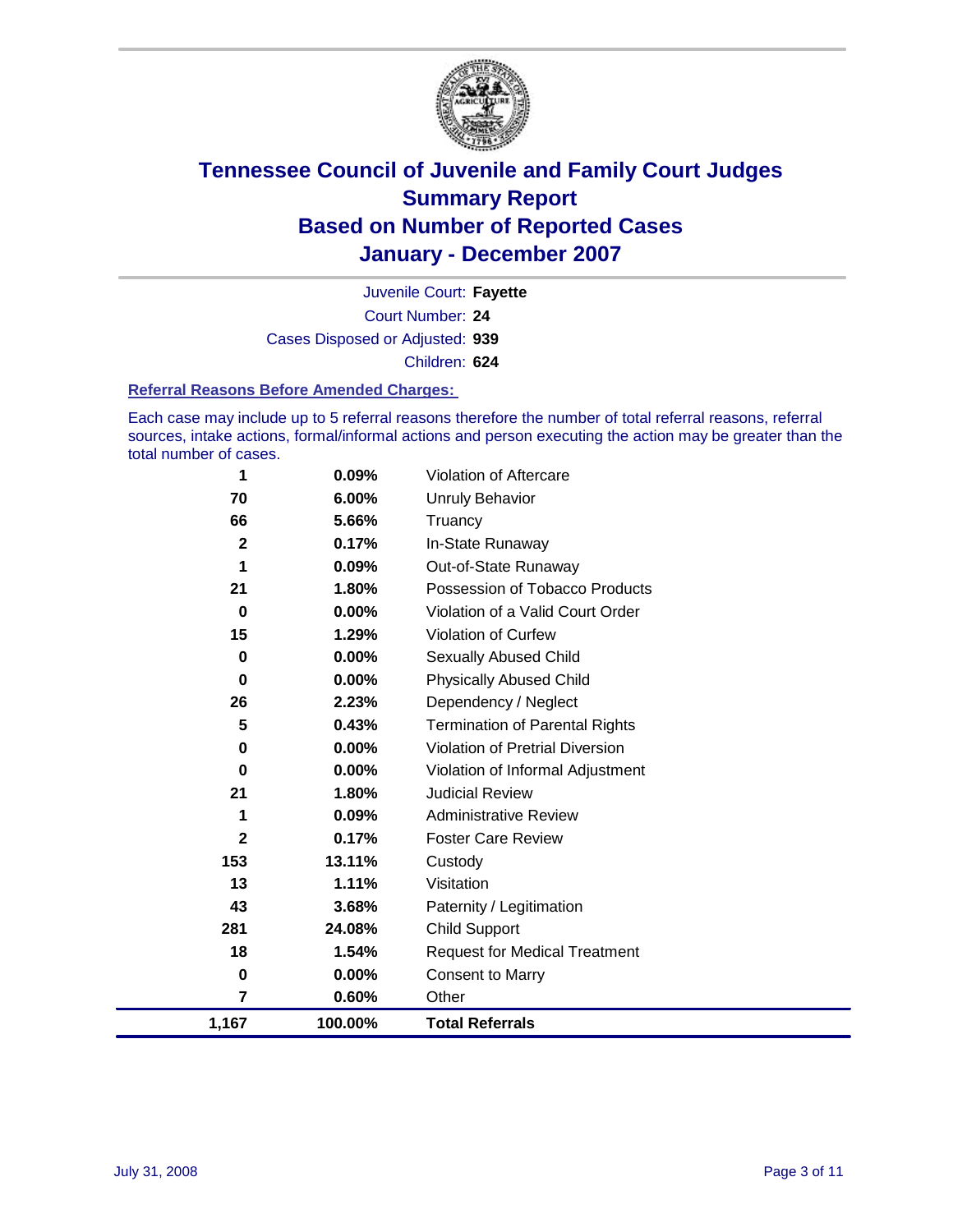# Tennessee Council of Juvenile and Family Court Judges
## Summary Report
## Based on Number of Reported Cases
## January - December 2007

Juvenile Court: **Fayette**
Court Number: **24**
Cases Disposed or Adjusted: **939**
Children: **624**

### Referral Reasons Before Amended Charges:

Each case may include up to 5 referral reasons therefore the number of total referral reasons, referral sources, intake actions, formal/informal actions and person executing the action may be greater than the total number of cases.

| Count | Percent | Referral Reason |
|---|---|---|
| 1 | 0.09% | Violation of Aftercare |
| 70 | 6.00% | Unruly Behavior |
| 66 | 5.66% | Truancy |
| 2 | 0.17% | In-State Runaway |
| 1 | 0.09% | Out-of-State Runaway |
| 21 | 1.80% | Possession of Tobacco Products |
| 0 | 0.00% | Violation of a Valid Court Order |
| 15 | 1.29% | Violation of Curfew |
| 0 | 0.00% | Sexually Abused Child |
| 0 | 0.00% | Physically Abused Child |
| 26 | 2.23% | Dependency / Neglect |
| 5 | 0.43% | Termination of Parental Rights |
| 0 | 0.00% | Violation of Pretrial Diversion |
| 0 | 0.00% | Violation of Informal Adjustment |
| 21 | 1.80% | Judicial Review |
| 1 | 0.09% | Administrative Review |
| 2 | 0.17% | Foster Care Review |
| 153 | 13.11% | Custody |
| 13 | 1.11% | Visitation |
| 43 | 3.68% | Paternity / Legitimation |
| 281 | 24.08% | Child Support |
| 18 | 1.54% | Request for Medical Treatment |
| 0 | 0.00% | Consent to Marry |
| 7 | 0.60% | Other |
| **1,167** | **100.00%** | **Total Referrals** |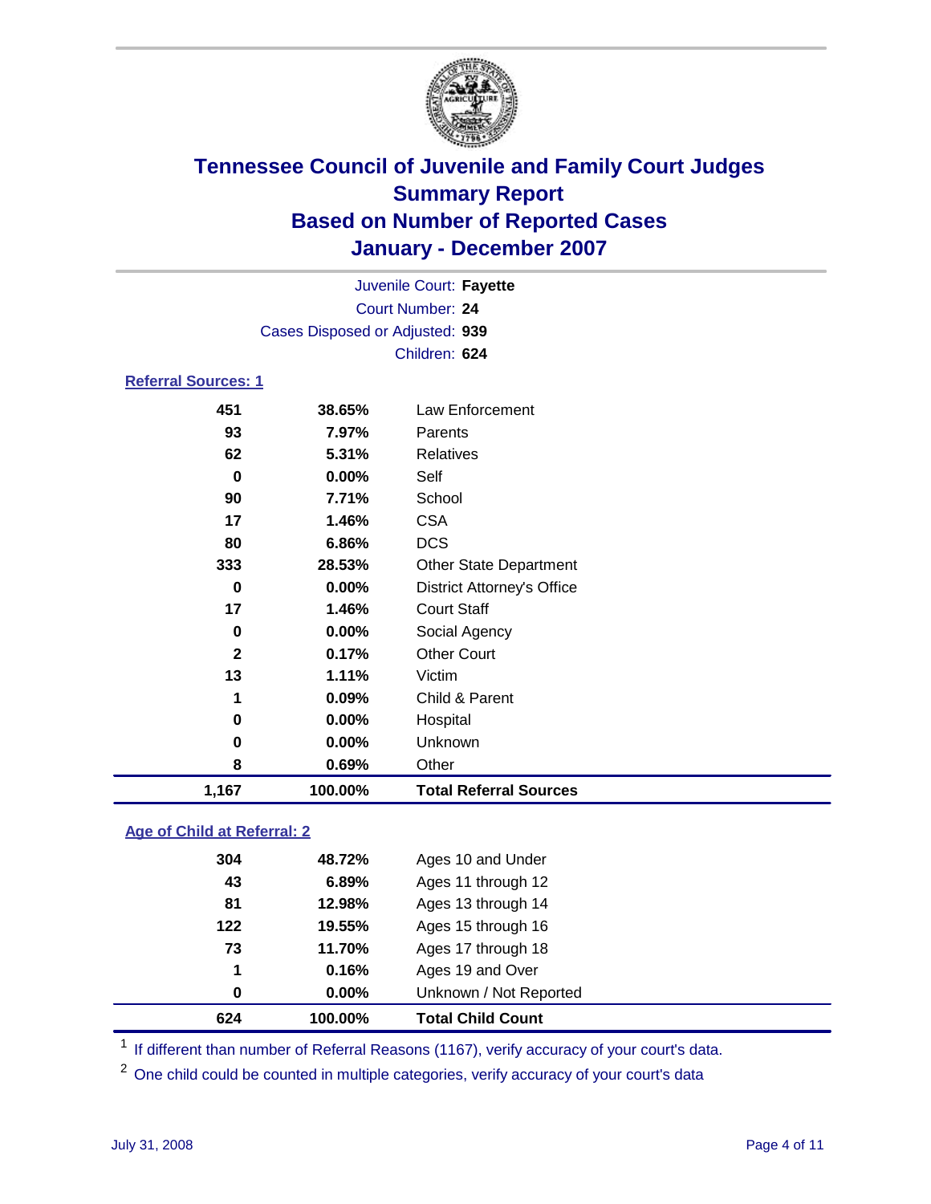# Tennessee Council of Juvenile and Family Court Judges
## Summary Report
## Based on Number of Reported Cases
## January - December 2007

Juvenile Court: **Fayette**
Court Number: **24**
Cases Disposed or Adjusted: **939**
Children: **624**

### Referral Sources: 1

| Count | Percent | Source |
|---|---|---|
| 451 | 38.65% | Law Enforcement |
| 93 | 7.97% | Parents |
| 62 | 5.31% | Relatives |
| 0 | 0.00% | Self |
| 90 | 7.71% | School |
| 17 | 1.46% | CSA |
| 80 | 6.86% | DCS |
| 333 | 28.53% | Other State Department |
| 0 | 0.00% | District Attorney's Office |
| 17 | 1.46% | Court Staff |
| 0 | 0.00% | Social Agency |
| 2 | 0.17% | Other Court |
| 13 | 1.11% | Victim |
| 1 | 0.09% | Child & Parent |
| 0 | 0.00% | Hospital |
| 0 | 0.00% | Unknown |
| 8 | 0.69% | Other |
| **1,167** | **100.00%** | **Total Referral Sources** |

### Age of Child at Referral: 2

| Count | Percent | Age |
|---|---|---|
| 304 | 48.72% | Ages 10 and Under |
| 43 | 6.89% | Ages 11 through 12 |
| 81 | 12.98% | Ages 13 through 14 |
| 122 | 19.55% | Ages 15 through 16 |
| 73 | 11.70% | Ages 17 through 18 |
| 1 | 0.16% | Ages 19 and Over |
| 0 | 0.00% | Unknown / Not Reported |
| **624** | **100.00%** | **Total Child Count** |

[1] If different than number of Referral Reasons (1167), verify accuracy of your court's data.

[2] One child could be counted in multiple categories, verify accuracy of your court's data

July 31, 2008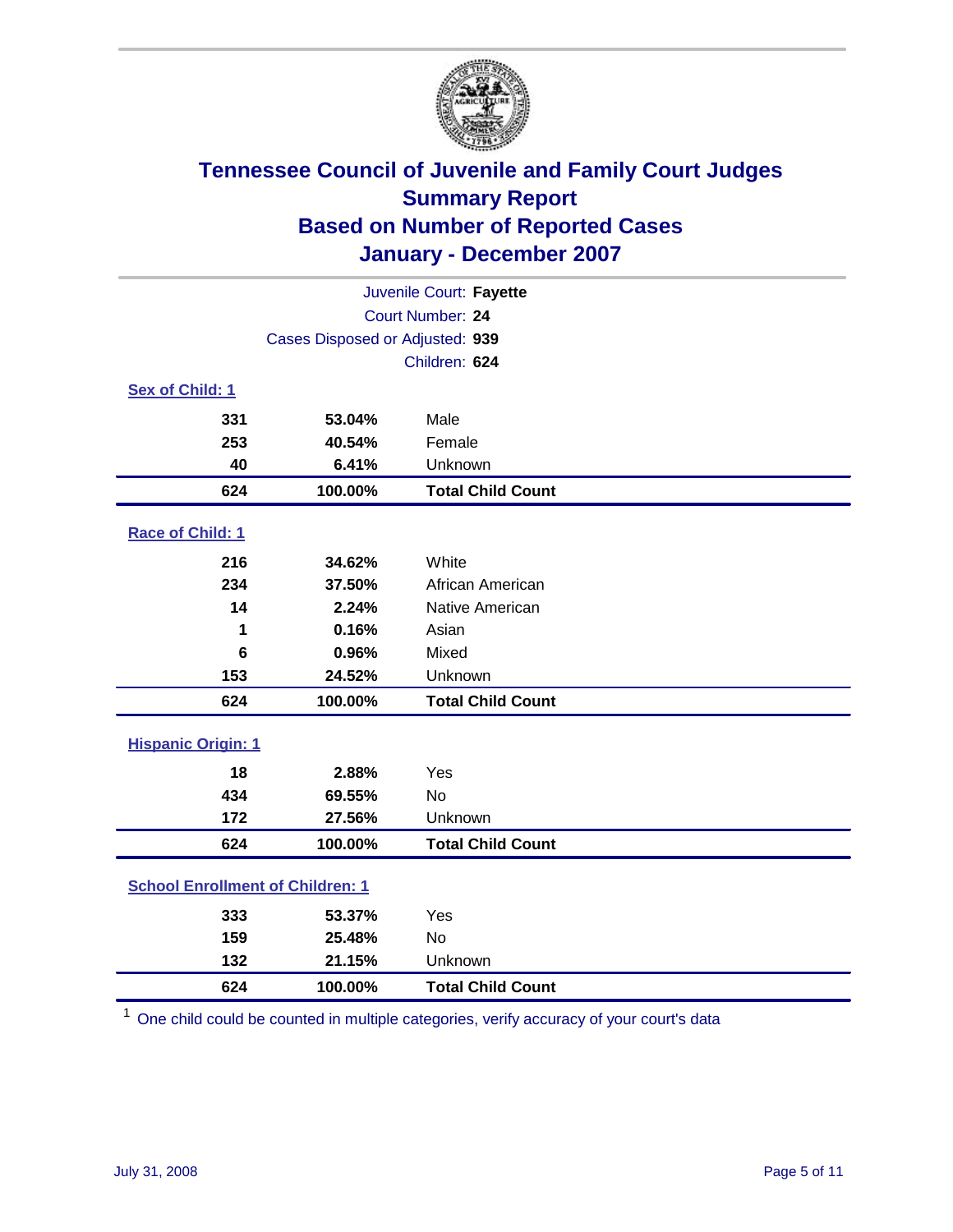# Tennessee Council of Juvenile and Family Court Judges
## Summary Report
## Based on Number of Reported Cases
## January - December 2007

Juvenile Court: **Fayette**

Court Number: **24**

Cases Disposed or Adjusted: **939**

Children: **624**

### Sex of Child: 1

| Count | Percent | Category |
|---|---|---|
| 331 | 53.04% | Male |
| 253 | 40.54% | Female |
| 40 | 6.41% | Unknown |
| **624** | **100.00%** | **Total Child Count** |

### Race of Child: 1

| Count | Percent | Category |
|---|---|---|
| 216 | 34.62% | White |
| 234 | 37.50% | African American |
| 14 | 2.24% | Native American |
| 1 | 0.16% | Asian |
| 6 | 0.96% | Mixed |
| 153 | 24.52% | Unknown |
| **624** | **100.00%** | **Total Child Count** |

### Hispanic Origin: 1

| Count | Percent | Category |
|---|---|---|
| 18 | 2.88% | Yes |
| 434 | 69.55% | No |
| 172 | 27.56% | Unknown |
| **624** | **100.00%** | **Total Child Count** |

### School Enrollment of Children: 1

| Count | Percent | Category |
|---|---|---|
| 333 | 53.37% | Yes |
| 159 | 25.48% | No |
| 132 | 21.15% | Unknown |
| **624** | **100.00%** | **Total Child Count** |

[1] One child could be counted in multiple categories, verify accuracy of your court's data

July 31, 2008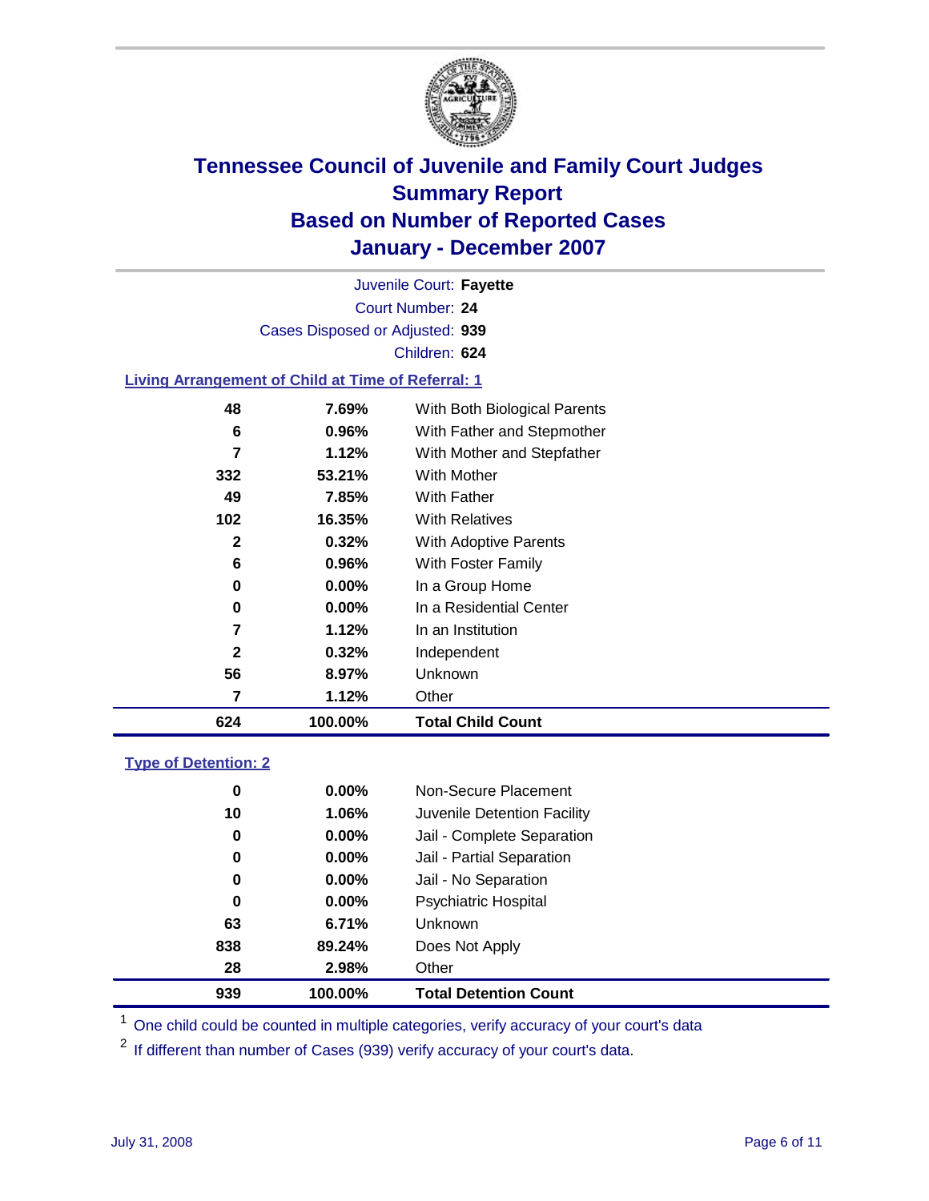# Tennessee Council of Juvenile and Family Court Judges
## Summary Report
## Based on Number of Reported Cases
## January - December 2007

Juvenile Court: **Fayette**

Court Number: **24**

Cases Disposed or Adjusted: **939**

Children: **624**

### Living Arrangement of Child at Time of Referral: 1

| | | |
|---|---|---|
| 48 | 7.69% | With Both Biological Parents |
| 6 | 0.96% | With Father and Stepmother |
| 7 | 1.12% | With Mother and Stepfather |
| 332 | 53.21% | With Mother |
| 49 | 7.85% | With Father |
| 102 | 16.35% | With Relatives |
| 2 | 0.32% | With Adoptive Parents |
| 6 | 0.96% | With Foster Family |
| 0 | 0.00% | In a Group Home |
| 0 | 0.00% | In a Residential Center |
| 7 | 1.12% | In an Institution |
| 2 | 0.32% | Independent |
| 56 | 8.97% | Unknown |
| 7 | 1.12% | Other |
| **624** | **100.00%** | **Total Child Count** |

### Type of Detention: 2

| | | |
|---|---|---|
| 0 | 0.00% | Non-Secure Placement |
| 10 | 1.06% | Juvenile Detention Facility |
| 0 | 0.00% | Jail - Complete Separation |
| 0 | 0.00% | Jail - Partial Separation |
| 0 | 0.00% | Jail - No Separation |
| 0 | 0.00% | Psychiatric Hospital |
| 63 | 6.71% | Unknown |
| 838 | 89.24% | Does Not Apply |
| 28 | 2.98% | Other |
| **939** | **100.00%** | **Total Detention Count** |

[1] One child could be counted in multiple categories, verify accuracy of your court's data

[2] If different than number of Cases (939) verify accuracy of your court's data.

July 31, 2008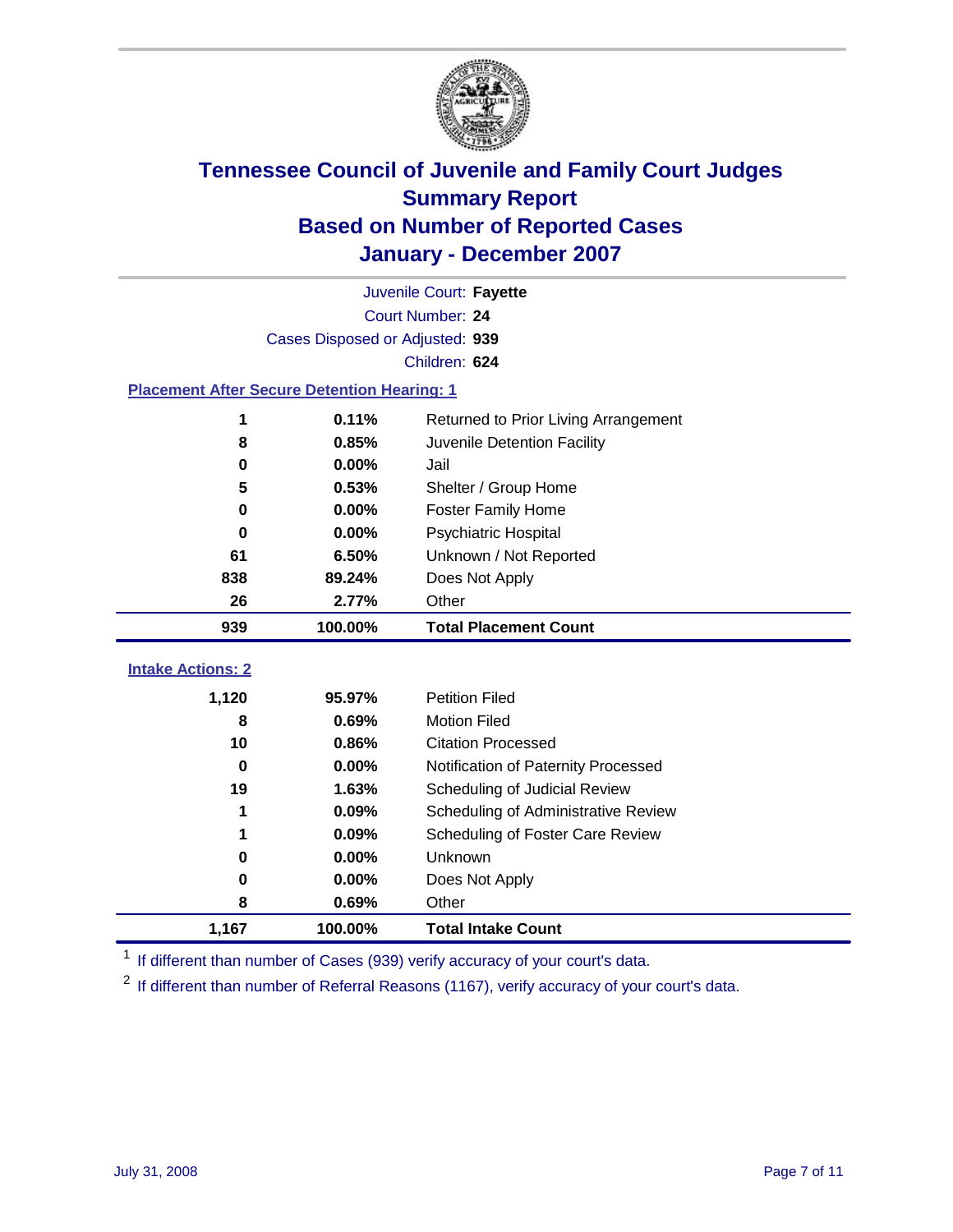# Tennessee Council of Juvenile and Family Court Judges
## Summary Report
## Based on Number of Reported Cases
## January - December 2007

Juvenile Court: **Fayette**
Court Number: **24**
Cases Disposed or Adjusted: **939**
Children: **624**

### Placement After Secure Detention Hearing: 1

| | | |
|---|---|---|
| 1 | 0.11% | Returned to Prior Living Arrangement |
| 8 | 0.85% | Juvenile Detention Facility |
| 0 | 0.00% | Jail |
| 5 | 0.53% | Shelter / Group Home |
| 0 | 0.00% | Foster Family Home |
| 0 | 0.00% | Psychiatric Hospital |
| 61 | 6.50% | Unknown / Not Reported |
| 838 | 89.24% | Does Not Apply |
| 26 | 2.77% | Other |
| **939** | **100.00%** | **Total Placement Count** |

### Intake Actions: 2

| | | |
|---|---|---|
| 1,120 | 95.97% | Petition Filed |
| 8 | 0.69% | Motion Filed |
| 10 | 0.86% | Citation Processed |
| 0 | 0.00% | Notification of Paternity Processed |
| 19 | 1.63% | Scheduling of Judicial Review |
| 1 | 0.09% | Scheduling of Administrative Review |
| 1 | 0.09% | Scheduling of Foster Care Review |
| 0 | 0.00% | Unknown |
| 0 | 0.00% | Does Not Apply |
| 8 | 0.69% | Other |
| **1,167** | **100.00%** | **Total Intake Count** |

[1] If different than number of Cases (939) verify accuracy of your court's data.

[2] If different than number of Referral Reasons (1167), verify accuracy of your court's data.

July 31, 2008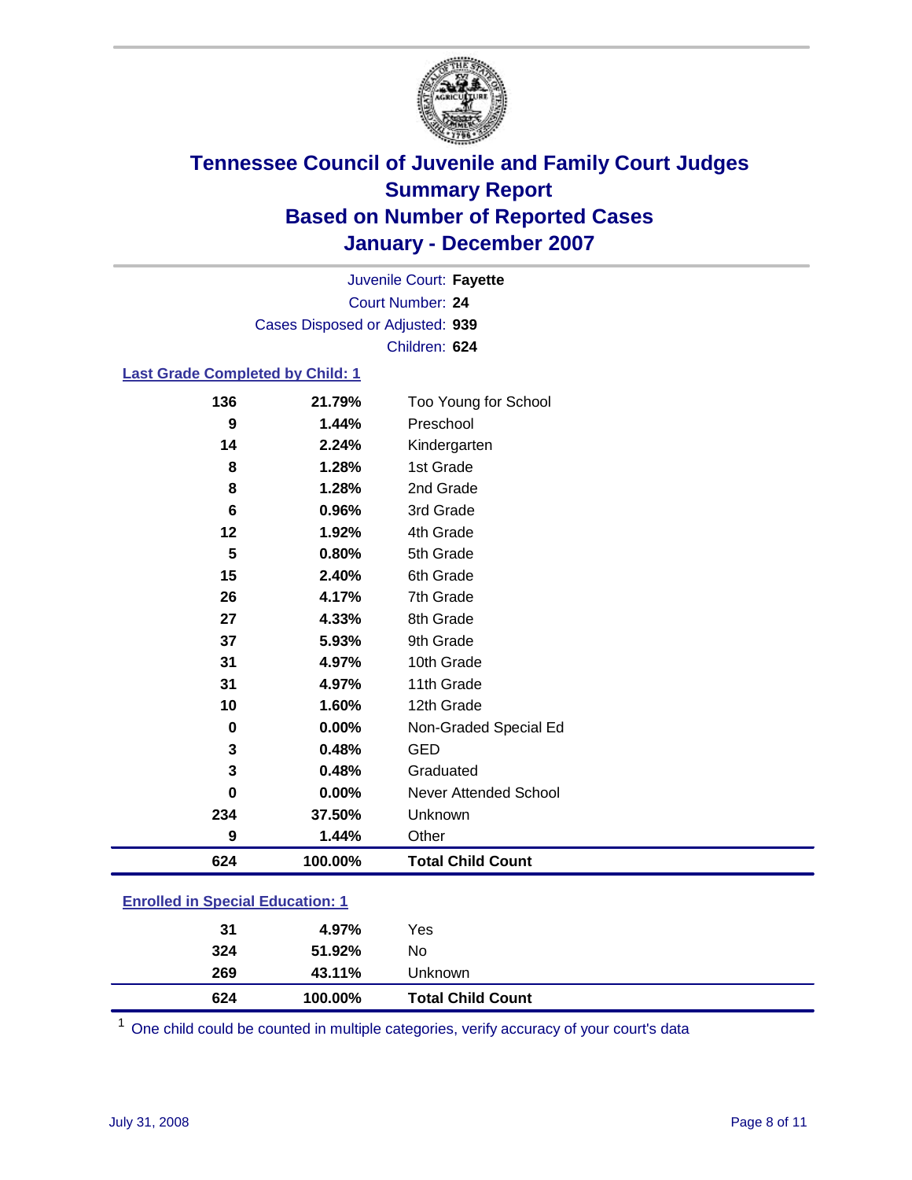# Tennessee Council of Juvenile and Family Court Judges
## Summary Report
## Based on Number of Reported Cases
## January - December 2007

Juvenile Court: **Fayette**
Court Number: **24**
Cases Disposed or Adjusted: **939**
Children: **624**

### Last Grade Completed by Child: 1

| Count | Percent | Category |
|---|---|---|
| 136 | 21.79% | Too Young for School |
| 9 | 1.44% | Preschool |
| 14 | 2.24% | Kindergarten |
| 8 | 1.28% | 1st Grade |
| 8 | 1.28% | 2nd Grade |
| 6 | 0.96% | 3rd Grade |
| 12 | 1.92% | 4th Grade |
| 5 | 0.80% | 5th Grade |
| 15 | 2.40% | 6th Grade |
| 26 | 4.17% | 7th Grade |
| 27 | 4.33% | 8th Grade |
| 37 | 5.93% | 9th Grade |
| 31 | 4.97% | 10th Grade |
| 31 | 4.97% | 11th Grade |
| 10 | 1.60% | 12th Grade |
| 0 | 0.00% | Non-Graded Special Ed |
| 3 | 0.48% | GED |
| 3 | 0.48% | Graduated |
| 0 | 0.00% | Never Attended School |
| 234 | 37.50% | Unknown |
| 9 | 1.44% | Other |
| **624** | **100.00%** | **Total Child Count** |

### Enrolled in Special Education: 1

| Count | Percent | Category |
|---|---|---|
| 31 | 4.97% | Yes |
| 324 | 51.92% | No |
| 269 | 43.11% | Unknown |
| **624** | **100.00%** | **Total Child Count** |

[1] One child could be counted in multiple categories, verify accuracy of your court's data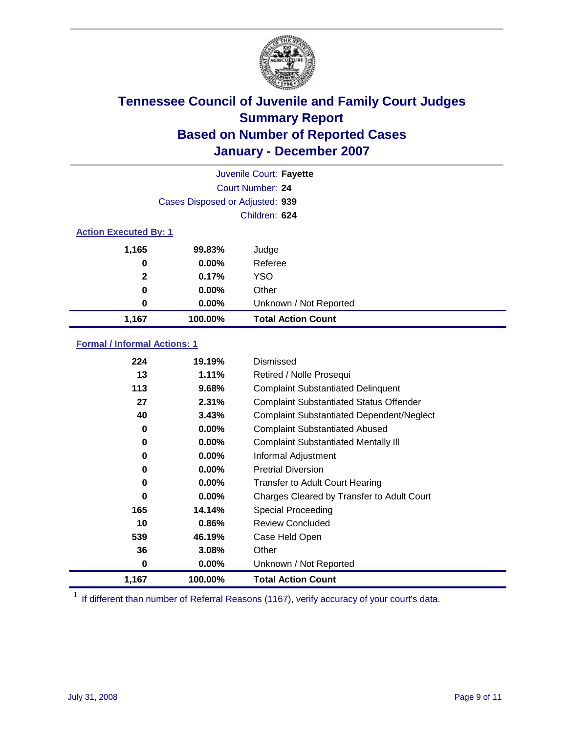# Tennessee Council of Juvenile and Family Court Judges
## Summary Report
## Based on Number of Reported Cases
## January - December 2007

Juvenile Court: **Fayette**
Court Number: **24**
Cases Disposed or Adjusted: **939**
Children: **624**

### Action Executed By: 1

| | | |
|---|---|---|
| 1,165 | 99.83% | Judge |
| 0 | 0.00% | Referee |
| 2 | 0.17% | YSO |
| 0 | 0.00% | Other |
| 0 | 0.00% | Unknown / Not Reported |
| **1,167** | **100.00%** | **Total Action Count** |

### Formal / Informal Actions: 1

| | | |
|---|---|---|
| 224 | 19.19% | Dismissed |
| 13 | 1.11% | Retired / Nolle Prosequi |
| 113 | 9.68% | Complaint Substantiated Delinquent |
| 27 | 2.31% | Complaint Substantiated Status Offender |
| 40 | 3.43% | Complaint Substantiated Dependent/Neglect |
| 0 | 0.00% | Complaint Substantiated Abused |
| 0 | 0.00% | Complaint Substantiated Mentally Ill |
| 0 | 0.00% | Informal Adjustment |
| 0 | 0.00% | Pretrial Diversion |
| 0 | 0.00% | Transfer to Adult Court Hearing |
| 0 | 0.00% | Charges Cleared by Transfer to Adult Court |
| 165 | 14.14% | Special Proceeding |
| 10 | 0.86% | Review Concluded |
| 539 | 46.19% | Case Held Open |
| 36 | 3.08% | Other |
| 0 | 0.00% | Unknown / Not Reported |
| **1,167** | **100.00%** | **Total Action Count** |

[1] If different than number of Referral Reasons (1167), verify accuracy of your court's data.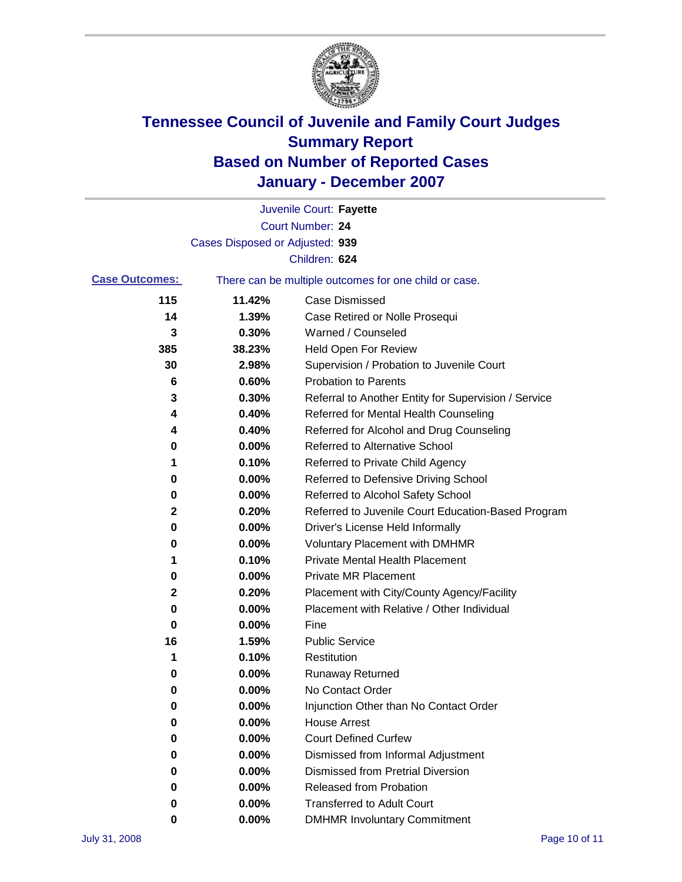# Tennessee Council of Juvenile and Family Court Judges
## Summary Report
## Based on Number of Reported Cases
## January - December 2007

Juvenile Court: **Fayette**
Court Number: **24**
Cases Disposed or Adjusted: **939**
Children: **624**

**Case Outcomes:** There can be multiple outcomes for one child or case.

| Count | Percent | Outcome |
|---|---|---|
| 115 | 11.42% | Case Dismissed |
| 14 | 1.39% | Case Retired or Nolle Prosequi |
| 3 | 0.30% | Warned / Counseled |
| 385 | 38.23% | Held Open For Review |
| 30 | 2.98% | Supervision / Probation to Juvenile Court |
| 6 | 0.60% | Probation to Parents |
| 3 | 0.30% | Referral to Another Entity for Supervision / Service |
| 4 | 0.40% | Referred for Mental Health Counseling |
| 4 | 0.40% | Referred for Alcohol and Drug Counseling |
| 0 | 0.00% | Referred to Alternative School |
| 1 | 0.10% | Referred to Private Child Agency |
| 0 | 0.00% | Referred to Defensive Driving School |
| 0 | 0.00% | Referred to Alcohol Safety School |
| 2 | 0.20% | Referred to Juvenile Court Education-Based Program |
| 0 | 0.00% | Driver's License Held Informally |
| 0 | 0.00% | Voluntary Placement with DMHMR |
| 1 | 0.10% | Private Mental Health Placement |
| 0 | 0.00% | Private MR Placement |
| 2 | 0.20% | Placement with City/County Agency/Facility |
| 0 | 0.00% | Placement with Relative / Other Individual |
| 0 | 0.00% | Fine |
| 16 | 1.59% | Public Service |
| 1 | 0.10% | Restitution |
| 0 | 0.00% | Runaway Returned |
| 0 | 0.00% | No Contact Order |
| 0 | 0.00% | Injunction Other than No Contact Order |
| 0 | 0.00% | House Arrest |
| 0 | 0.00% | Court Defined Curfew |
| 0 | 0.00% | Dismissed from Informal Adjustment |
| 0 | 0.00% | Dismissed from Pretrial Diversion |
| 0 | 0.00% | Released from Probation |
| 0 | 0.00% | Transferred to Adult Court |
| 0 | 0.00% | DMHMR Involuntary Commitment |

July 31, 2008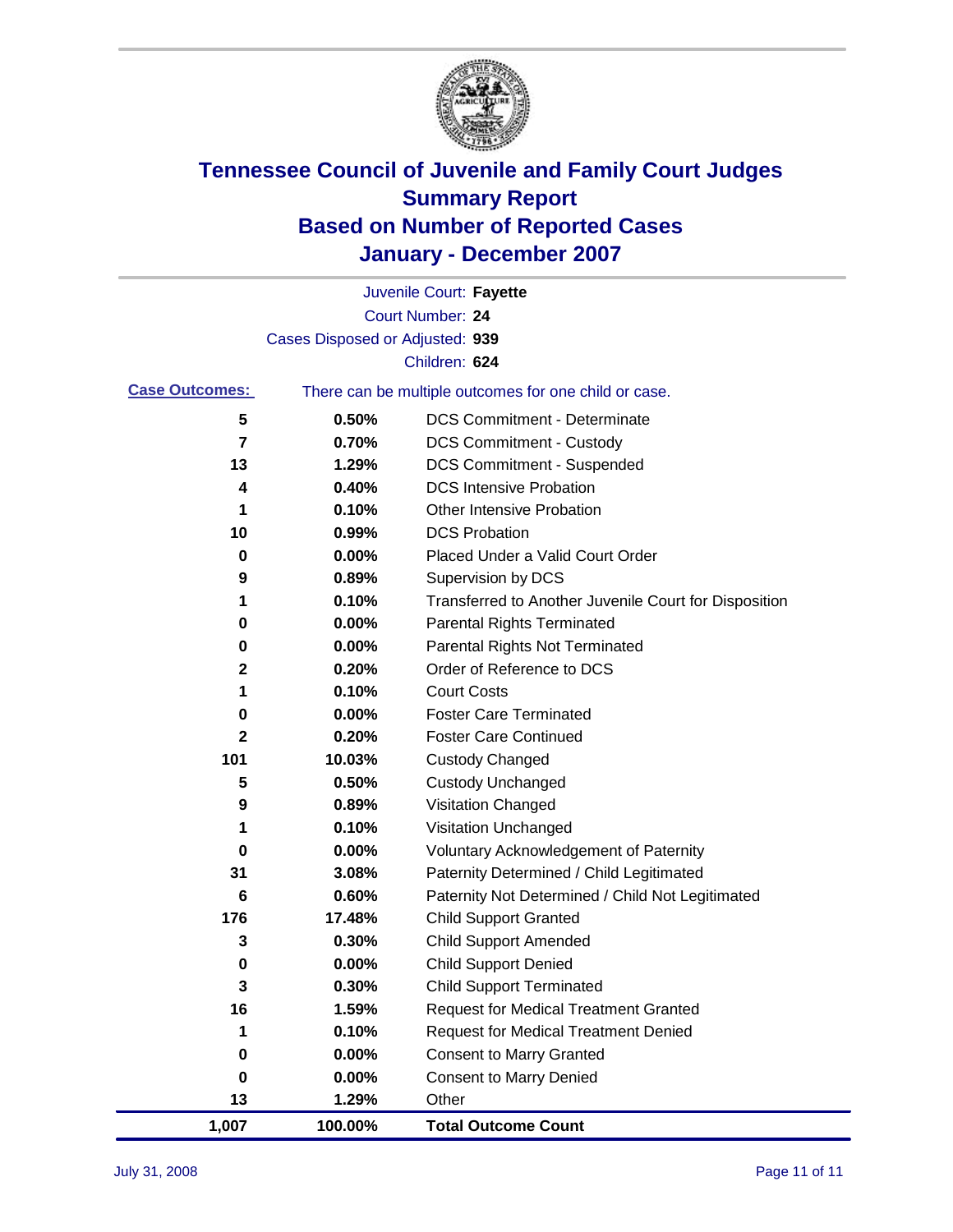# Tennessee Council of Juvenile and Family Court Judges
# Summary Report
# Based on Number of Reported Cases
# January - December 2007

Juvenile Court: **Fayette**

Court Number: **24**

Cases Disposed or Adjusted: **939**

Children: **624**

**Case Outcomes:** There can be multiple outcomes for one child or case.

| | | |
|---|---|---|
| 5 | 0.50% | DCS Commitment - Determinate |
| 7 | 0.70% | DCS Commitment - Custody |
| 13 | 1.29% | DCS Commitment - Suspended |
| 4 | 0.40% | DCS Intensive Probation |
| 1 | 0.10% | Other Intensive Probation |
| 10 | 0.99% | DCS Probation |
| 0 | 0.00% | Placed Under a Valid Court Order |
| 9 | 0.89% | Supervision by DCS |
| 1 | 0.10% | Transferred to Another Juvenile Court for Disposition |
| 0 | 0.00% | Parental Rights Terminated |
| 0 | 0.00% | Parental Rights Not Terminated |
| 2 | 0.20% | Order of Reference to DCS |
| 1 | 0.10% | Court Costs |
| 0 | 0.00% | Foster Care Terminated |
| 2 | 0.20% | Foster Care Continued |
| 101 | 10.03% | Custody Changed |
| 5 | 0.50% | Custody Unchanged |
| 9 | 0.89% | Visitation Changed |
| 1 | 0.10% | Visitation Unchanged |
| 0 | 0.00% | Voluntary Acknowledgement of Paternity |
| 31 | 3.08% | Paternity Determined / Child Legitimated |
| 6 | 0.60% | Paternity Not Determined / Child Not Legitimated |
| 176 | 17.48% | Child Support Granted |
| 3 | 0.30% | Child Support Amended |
| 0 | 0.00% | Child Support Denied |
| 3 | 0.30% | Child Support Terminated |
| 16 | 1.59% | Request for Medical Treatment Granted |
| 1 | 0.10% | Request for Medical Treatment Denied |
| 0 | 0.00% | Consent to Marry Granted |
| 0 | 0.00% | Consent to Marry Denied |
| 13 | 1.29% | Other |
| **1,007** | **100.00%** | **Total Outcome Count** |